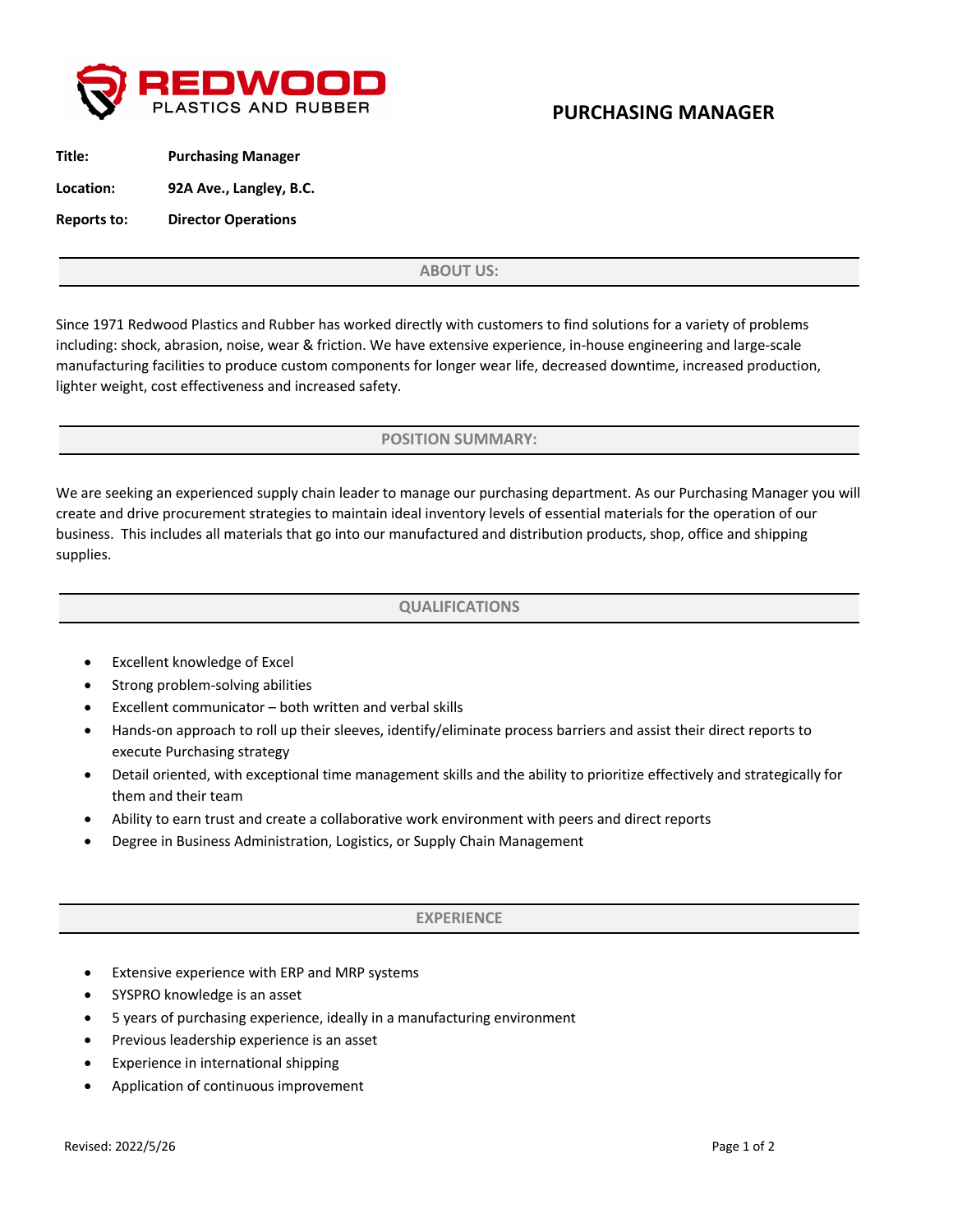REDWOOD PLASTICS AND RUBBER

# PURCHASING MANAGER

**Title:** **Purchasing Manager**

**Location:** **92A Ave., Langley, B.C.**

**Reports to:** **Director Operations**

## ABOUT US:

Since 1971 Redwood Plastics and Rubber has worked directly with customers to find solutions for a variety of problems including: shock, abrasion, noise, wear & friction. We have extensive experience, in-house engineering and large-scale manufacturing facilities to produce custom components for longer wear life, decreased downtime, increased production, lighter weight, cost effectiveness and increased safety.

## POSITION SUMMARY:

We are seeking an experienced supply chain leader to manage our purchasing department. As our Purchasing Manager you will create and drive procurement strategies to maintain ideal inventory levels of essential materials for the operation of our business. This includes all materials that go into our manufactured and distribution products, shop, office and shipping supplies.

## QUALIFICATIONS

- Excellent knowledge of Excel
- Strong problem-solving abilities
- Excellent communicator – both written and verbal skills
- Hands-on approach to roll up their sleeves, identify/eliminate process barriers and assist their direct reports to execute Purchasing strategy
- Detail oriented, with exceptional time management skills and the ability to prioritize effectively and strategically for them and their team
- Ability to earn trust and create a collaborative work environment with peers and direct reports
- Degree in Business Administration, Logistics, or Supply Chain Management

## EXPERIENCE

- Extensive experience with ERP and MRP systems
- SYSPRO knowledge is an asset
- 5 years of purchasing experience, ideally in a manufacturing environment
- Previous leadership experience is an asset
- Experience in international shipping
- Application of continuous improvement

Revised: 2022/5/26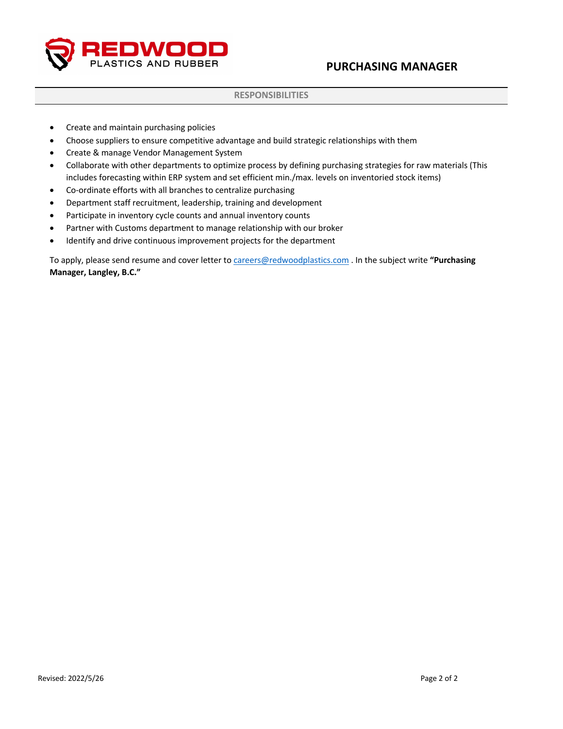# PURCHASING MANAGER

## RESPONSIBILITIES

- Create and maintain purchasing policies
- Choose suppliers to ensure competitive advantage and build strategic relationships with them
- Create & manage Vendor Management System
- Collaborate with other departments to optimize process by defining purchasing strategies for raw materials (This includes forecasting within ERP system and set efficient min./max. levels on inventoried stock items)
- Co-ordinate efforts with all branches to centralize purchasing
- Department staff recruitment, leadership, training and development
- Participate in inventory cycle counts and annual inventory counts
- Partner with Customs department to manage relationship with our broker
- Identify and drive continuous improvement projects for the department

To apply, please send resume and cover letter to careers@redwoodplastics.com . In the subject write **"Purchasing Manager, Langley, B.C."**

Revised: 2022/5/26